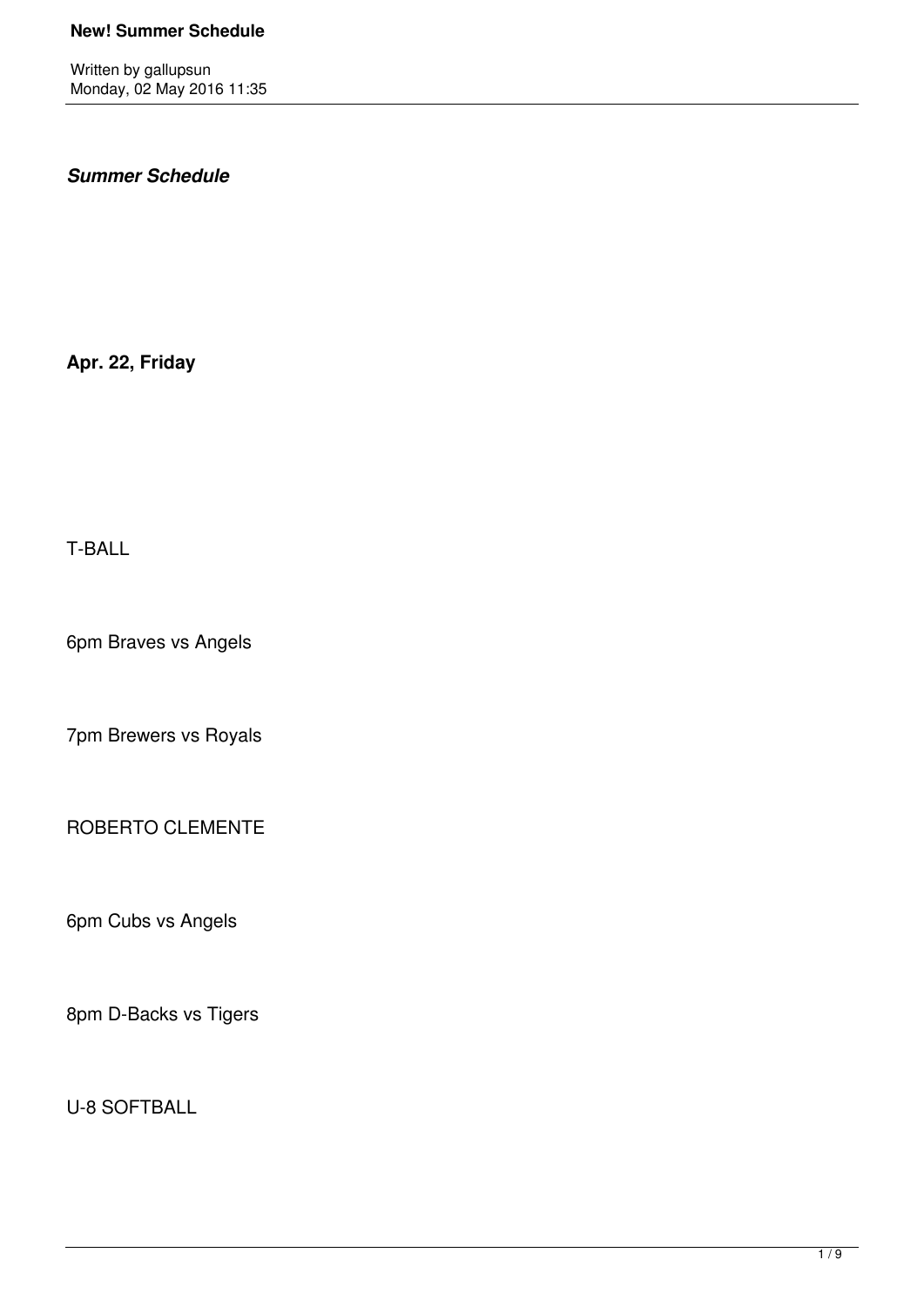*Summer Schedule*

**Apr. 22, Friday**

T-BALL

6pm Braves vs Angels

7pm Brewers vs Royals

ROBERTO CLEMENTE

6pm Cubs vs Angels

8pm D-Backs vs Tigers

U-8 SOFTBALL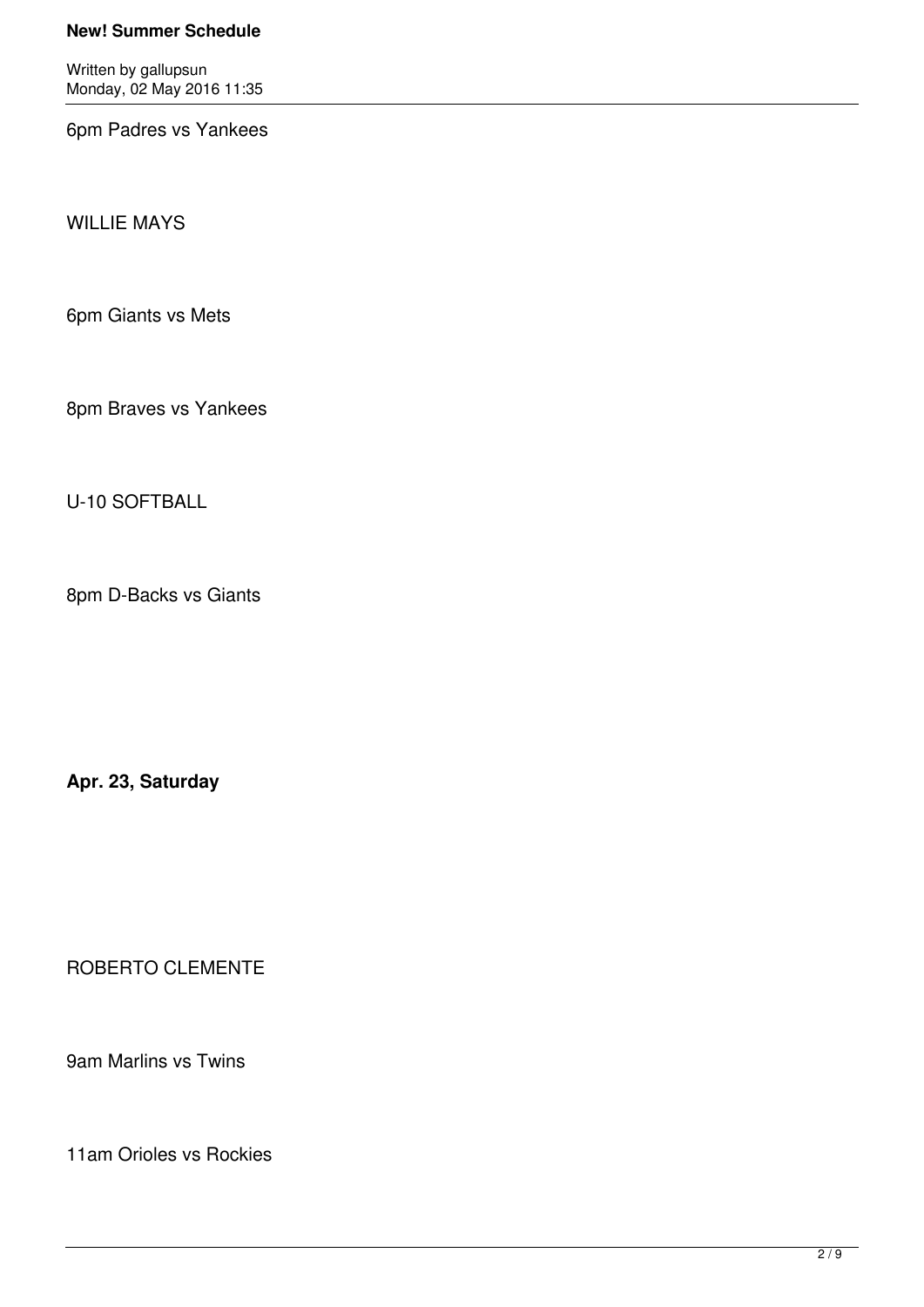6pm Padres vs Yankees

WILLIE MAYS

6pm Giants vs Mets

8pm Braves vs Yankees

U-10 SOFTBALL

8pm D-Backs vs Giants

**Apr. 23, Saturday**

ROBERTO CLEMENTE

9am Marlins vs Twins

11am Orioles vs Rockies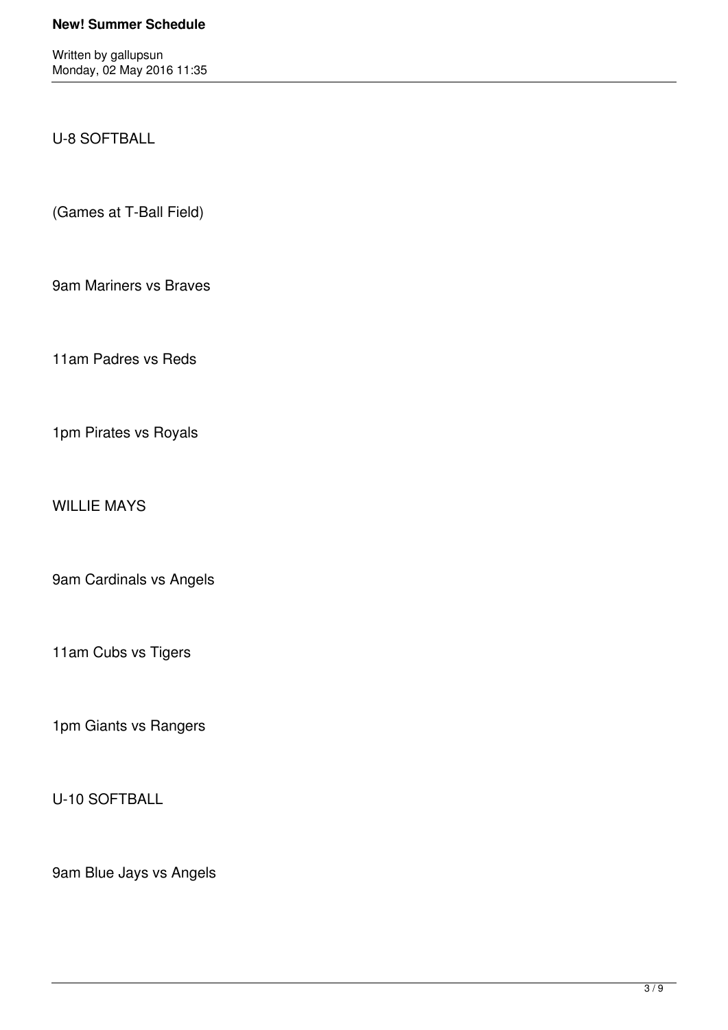U-8 SOFTBALL

(Games at T-Ball Field)

9am Mariners vs Braves

11am Padres vs Reds

1pm Pirates vs Royals

WILLIE MAYS

9am Cardinals vs Angels

11am Cubs vs Tigers

1pm Giants vs Rangers

U-10 SOFTBALL

9am Blue Jays vs Angels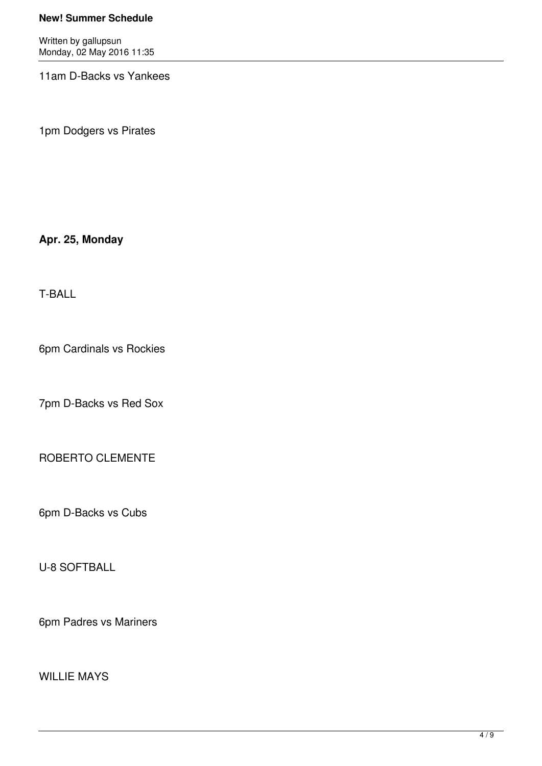11am D-Backs vs Yankees

1pm Dodgers vs Pirates

**Apr. 25, Monday**

T-BALL

6pm Cardinals vs Rockies

7pm D-Backs vs Red Sox

ROBERTO CLEMENTE

6pm D-Backs vs Cubs

U-8 SOFTBALL

6pm Padres vs Mariners

WILLIE MAYS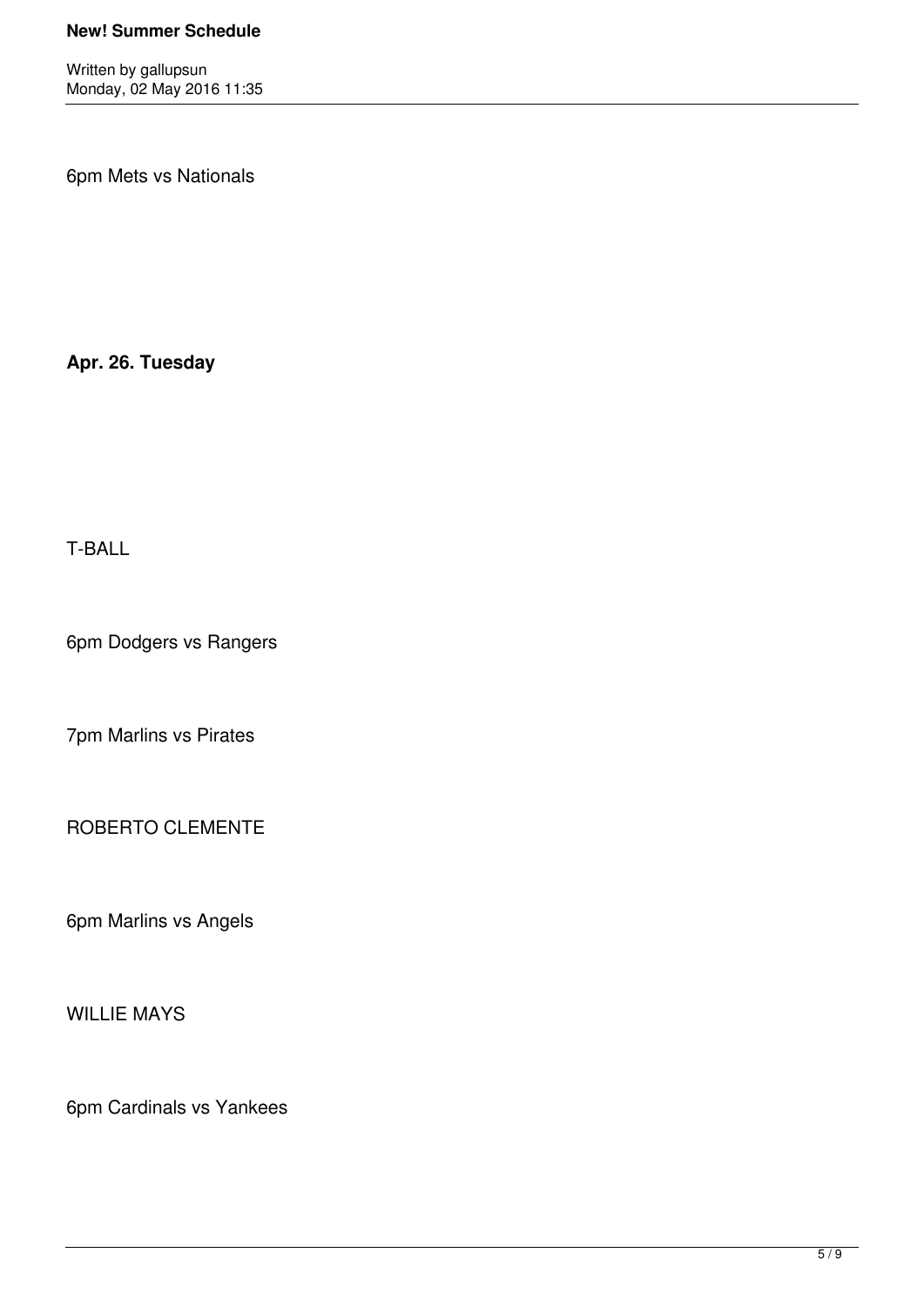6pm Mets vs Nationals

**Apr. 26. Tuesday**

T-BALL

6pm Dodgers vs Rangers

7pm Marlins vs Pirates

ROBERTO CLEMENTE

6pm Marlins vs Angels

WILLIE MAYS

6pm Cardinals vs Yankees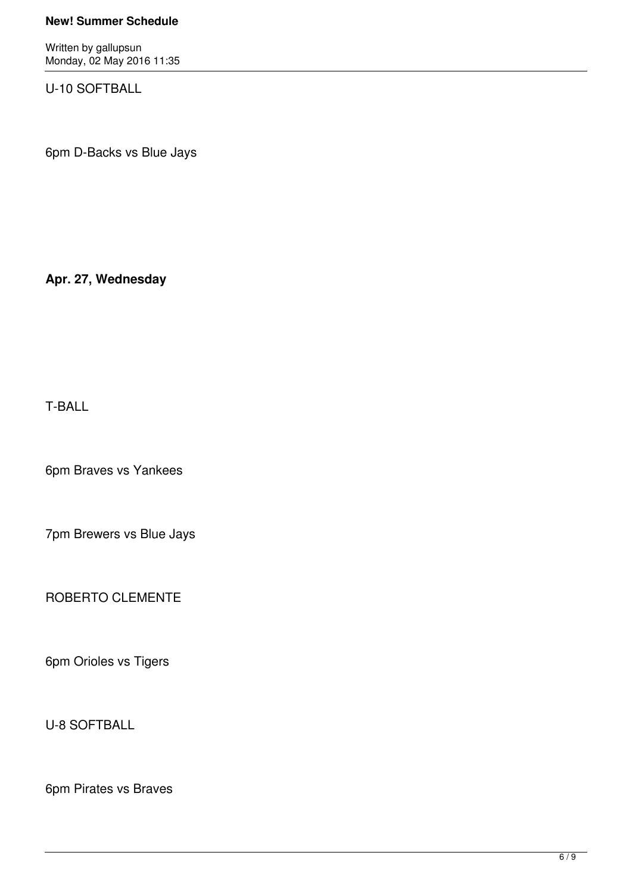U-10 SOFTBALL

6pm D-Backs vs Blue Jays

**Apr. 27, Wednesday**

T-BALL

6pm Braves vs Yankees

7pm Brewers vs Blue Jays

ROBERTO CLEMENTE

6pm Orioles vs Tigers

U-8 SOFTBALL

6pm Pirates vs Braves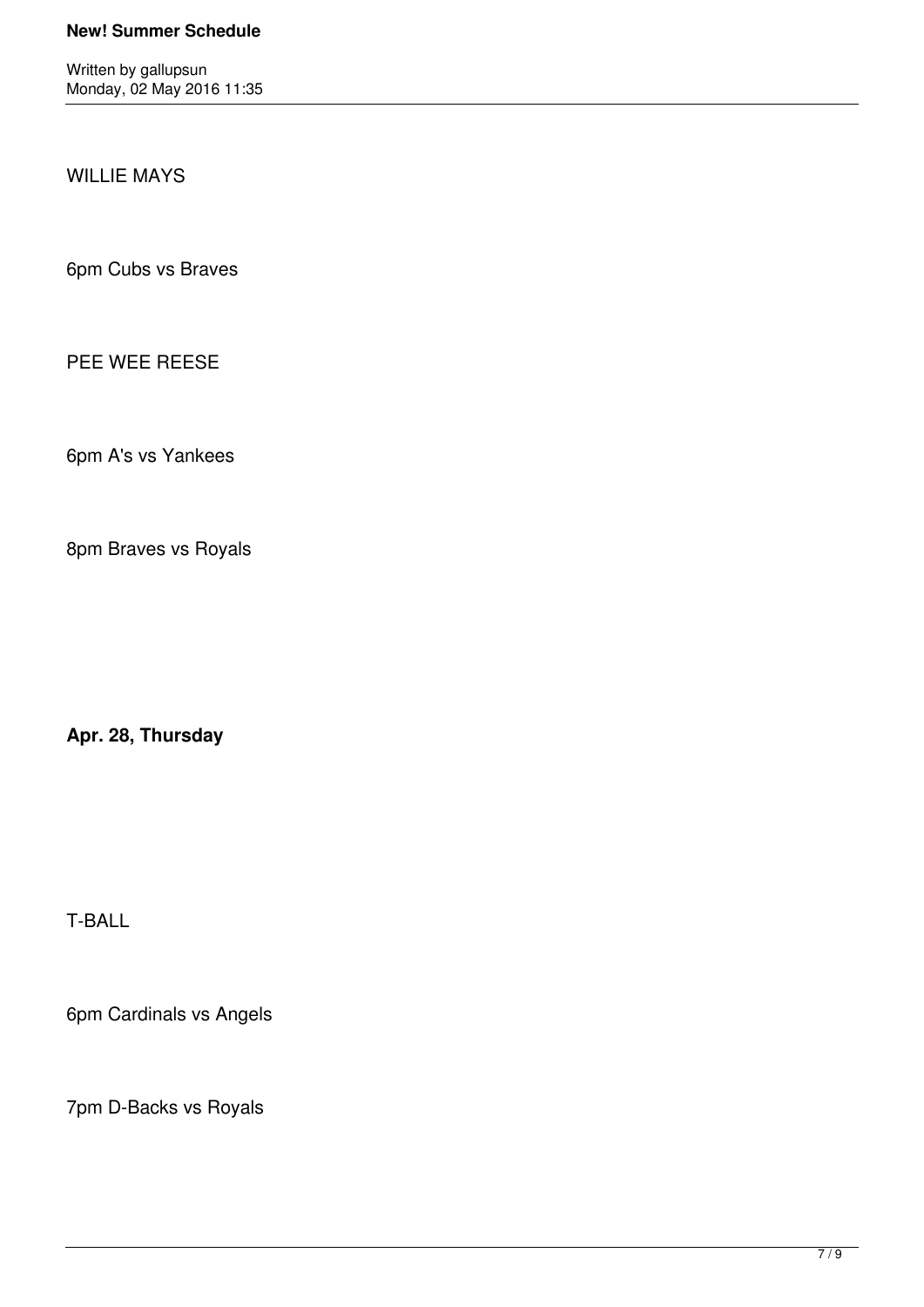WILLIE MAYS

6pm Cubs vs Braves

PEE WEE REESE

6pm A's vs Yankees

8pm Braves vs Royals

**Apr. 28, Thursday**

T-BALL

6pm Cardinals vs Angels

7pm D-Backs vs Royals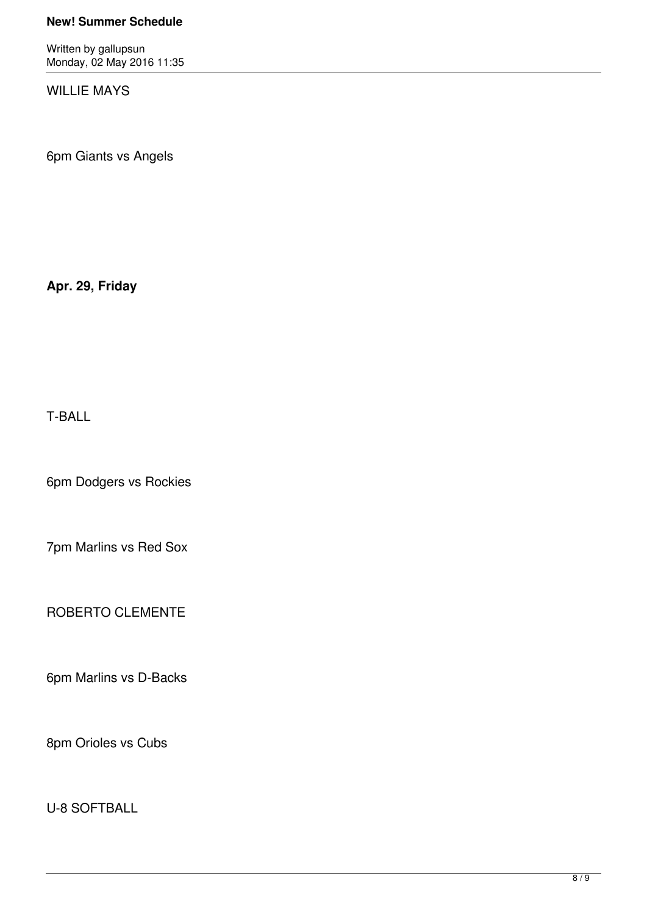WILLIE MAYS

6pm Giants vs Angels

**Apr. 29, Friday**

T-BALL

6pm Dodgers vs Rockies

7pm Marlins vs Red Sox

ROBERTO CLEMENTE

6pm Marlins vs D-Backs

8pm Orioles vs Cubs

U-8 SOFTBALL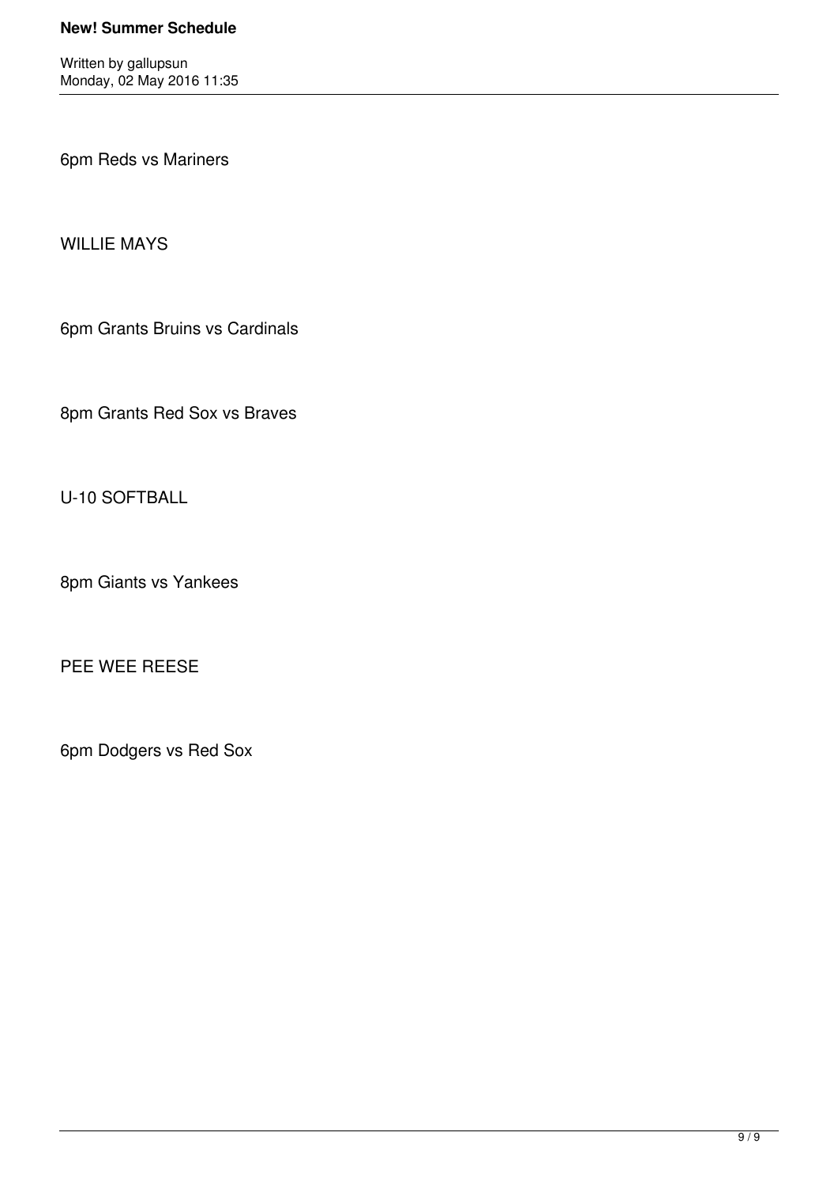6pm Reds vs Mariners

WILLIE MAYS

6pm Grants Bruins vs Cardinals

8pm Grants Red Sox vs Braves

U-10 SOFTBALL

8pm Giants vs Yankees

PEE WEE REESE

6pm Dodgers vs Red Sox